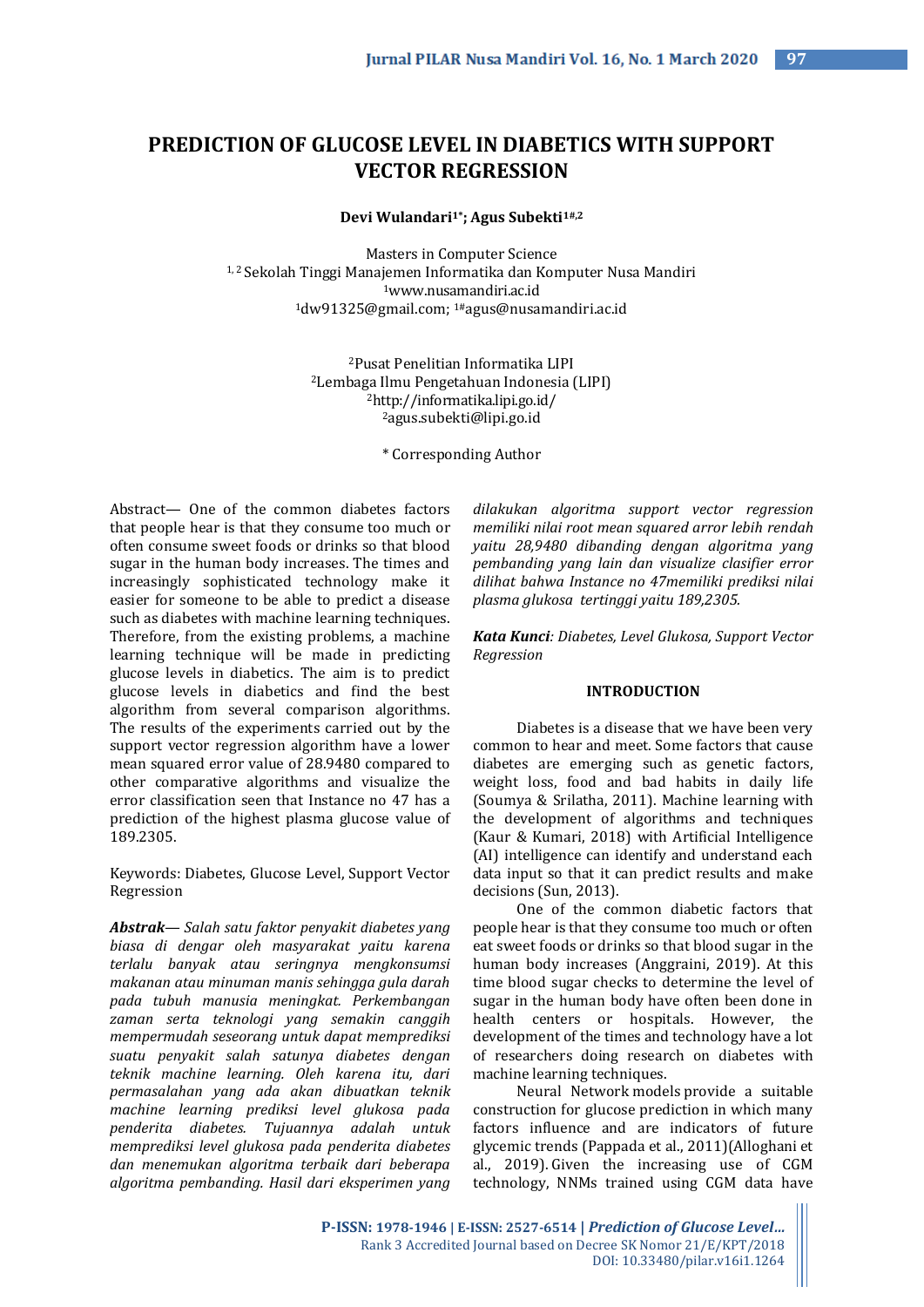# PREDICTION OF GLUCOSE LEVEL IN DIABETICS WITH SUPPORT VECTOR REGRESSION

**Devi Wulandari[1*]; Agus Subekti[1#,2]**

Masters in Computer Science
[1, 2] Sekolah Tinggi Manajemen Informatika dan Komputer Nusa Mandiri
[1]www.nusamandiri.ac.id
[1]dw91325@gmail.com; [1#]agus@nusamandiri.ac.id

[2]Pusat Penelitian Informatika LIPI
[2]Lembaga Ilmu Pengetahuan Indonesia (LIPI)
[2]http://informatika.lipi.go.id/
[2]agus.subekti@lipi.go.id

\* Corresponding Author

Abstract— One of the common diabetes factors that people hear is that they consume too much or often consume sweet foods or drinks so that blood sugar in the human body increases. The times and increasingly sophisticated technology make it easier for someone to be able to predict a disease such as diabetes with machine learning techniques. Therefore, from the existing problems, a machine learning technique will be made in predicting glucose levels in diabetics. The aim is to predict glucose levels in diabetics and find the best algorithm from several comparison algorithms. The results of the experiments carried out by the support vector regression algorithm have a lower mean squared error value of 28.9480 compared to other comparative algorithms and visualize the error classification seen that Instance no 47 has a prediction of the highest plasma glucose value of 189.2305.

Keywords: Diabetes, Glucose Level, Support Vector Regression

***Abstrak****— Salah satu faktor penyakit diabetes yang biasa di dengar oleh masyarakat yaitu karena terlalu banyak atau seringnya mengkonsumsi makanan atau minuman manis sehingga gula darah pada tubuh manusia meningkat. Perkembangan zaman serta teknologi yang semakin canggih mempermudah seseorang untuk dapat memprediksi suatu penyakit salah satunya diabetes dengan teknik machine learning. Oleh karena itu, dari permasalahan yang ada akan dibuatkan teknik machine learning prediksi level glukosa pada penderita diabetes. Tujuannya adalah untuk memprediksi level glukosa pada penderita diabetes dan menemukan algoritma terbaik dari beberapa algoritma pembanding. Hasil dari eksperimen yang dilakukan algoritma support vector regression memiliki nilai root mean squared arror lebih rendah yaitu 28,9480 dibanding dengan algoritma yang pembanding yang lain dan visualize clasifier error dilihat bahwa Instance no 47memiliki prediksi nilai plasma glukosa tertinggi yaitu 189,2305.*

***Kata Kunci****: Diabetes, Level Glukosa, Support Vector Regression*

## INTRODUCTION

Diabetes is a disease that we have been very common to hear and meet. Some factors that cause diabetes are emerging such as genetic factors, weight loss, food and bad habits in daily life (Soumya & Srilatha, 2011). Machine learning with the development of algorithms and techniques (Kaur & Kumari, 2018) with Artificial Intelligence (AI) intelligence can identify and understand each data input so that it can predict results and make decisions (Sun, 2013).

One of the common diabetic factors that people hear is that they consume too much or often eat sweet foods or drinks so that blood sugar in the human body increases (Anggraini, 2019). At this time blood sugar checks to determine the level of sugar in the human body have often been done in health centers or hospitals. However, the development of the times and technology have a lot of researchers doing research on diabetes with machine learning techniques.

Neural Network models provide a suitable construction for glucose prediction in which many factors influence and are indicators of future glycemic trends (Pappada et al., 2011)(Alloghani et al., 2019). Given the increasing use of CGM technology, NNMs trained using CGM data have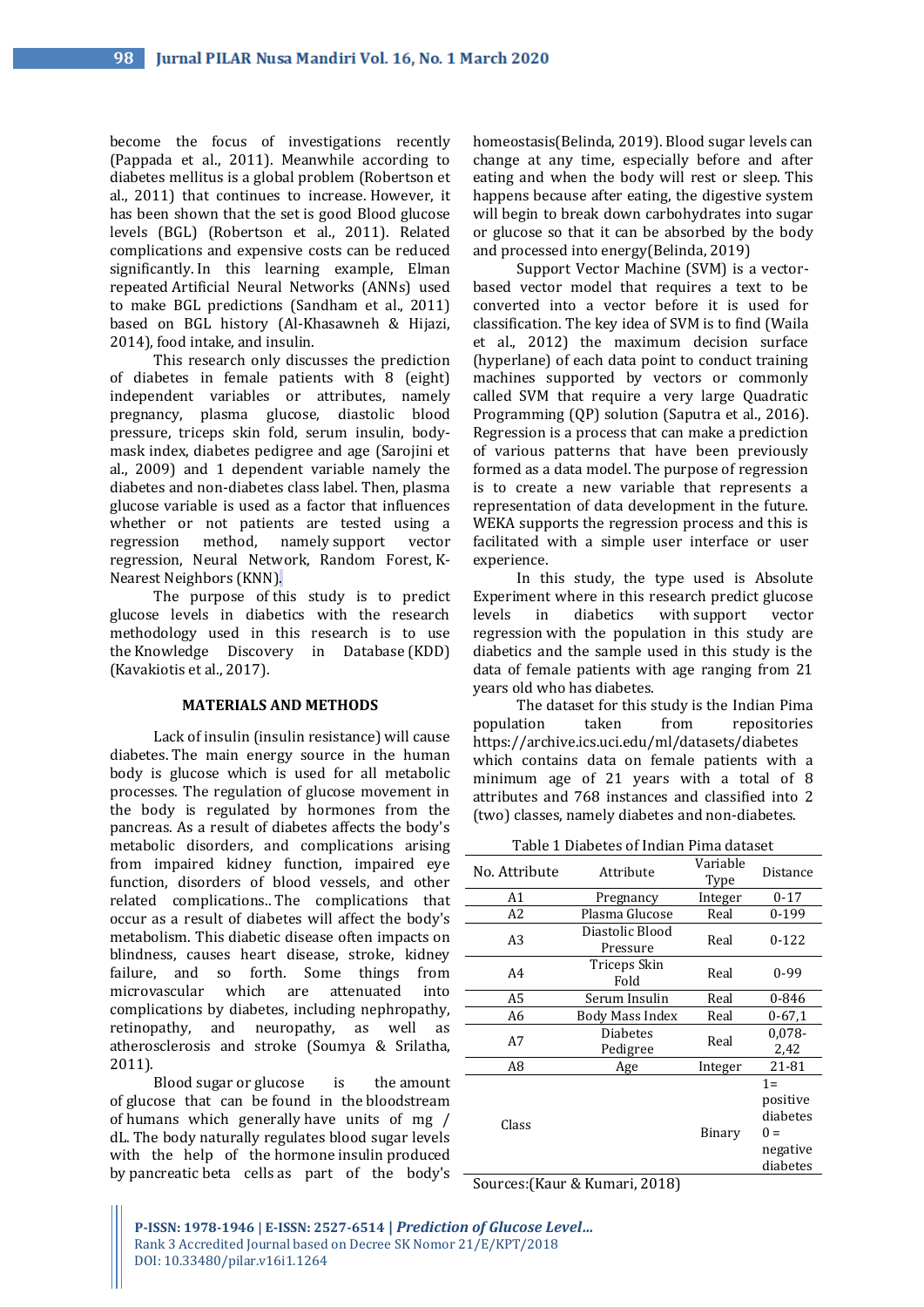become the focus of investigations recently (Pappada et al., 2011). Meanwhile according to diabetes mellitus is a global problem (Robertson et al., 2011) that continues to increase. However, it has been shown that the set is good Blood glucose levels (BGL) (Robertson et al., 2011). Related complications and expensive costs can be reduced significantly. In this learning example, Elman repeated Artificial Neural Networks (ANNs) used to make BGL predictions (Sandham et al., 2011) based on BGL history (Al-Khasawneh & Hijazi, 2014), food intake, and insulin.

This research only discusses the prediction of diabetes in female patients with 8 (eight) independent variables or attributes, namely pregnancy, plasma glucose, diastolic blood pressure, triceps skin fold, serum insulin, body-mask index, diabetes pedigree and age (Sarojini et al., 2009) and 1 dependent variable namely the diabetes and non-diabetes class label. Then, plasma glucose variable is used as a factor that influences whether or not patients are tested using a regression method, namely support vector regression, Neural Network, Random Forest, K-Nearest Neighbors (KNN).

The purpose of this study is to predict glucose levels in diabetics with the research methodology used in this research is to use the Knowledge Discovery in Database (KDD) (Kavakiotis et al., 2017).

## MATERIALS AND METHODS

Lack of insulin (insulin resistance) will cause diabetes. The main energy source in the human body is glucose which is used for all metabolic processes. The regulation of glucose movement in the body is regulated by hormones from the pancreas. As a result of diabetes affects the body's metabolic disorders, and complications arising from impaired kidney function, impaired eye function, disorders of blood vessels, and other related complications.. The complications that occur as a result of diabetes will affect the body's metabolism. This diabetic disease often impacts on blindness, causes heart disease, stroke, kidney failure, and so forth. Some things from microvascular which are attenuated into complications by diabetes, including nephropathy, retinopathy, and neuropathy, as well as atherosclerosis and stroke (Soumya & Srilatha, 2011).

Blood sugar or glucose is the amount of glucose that can be found in the bloodstream of humans which generally have units of mg / dL. The body naturally regulates blood sugar levels with the help of the hormone insulin produced by pancreatic beta cells as part of the body's homeostasis(Belinda, 2019). Blood sugar levels can change at any time, especially before and after eating and when the body will rest or sleep. This happens because after eating, the digestive system will begin to break down carbohydrates into sugar or glucose so that it can be absorbed by the body and processed into energy(Belinda, 2019)

Support Vector Machine (SVM) is a vector-based vector model that requires a text to be converted into a vector before it is used for classification. The key idea of SVM is to find (Waila et al., 2012) the maximum decision surface (hyperlane) of each data point to conduct training machines supported by vectors or commonly called SVM that require a very large Quadratic Programming (QP) solution (Saputra et al., 2016). Regression is a process that can make a prediction of various patterns that have been previously formed as a data model. The purpose of regression is to create a new variable that represents a representation of data development in the future. WEKA supports the regression process and this is facilitated with a simple user interface or user experience.

In this study, the type used is Absolute Experiment where in this research predict glucose levels in diabetics with support vector regression with the population in this study are diabetics and the sample used in this study is the data of female patients with age ranging from 21 years old who has diabetes.

The dataset for this study is the Indian Pima population taken from repositories https://archive.ics.uci.edu/ml/datasets/diabetes which contains data on female patients with a minimum age of 21 years with a total of 8 attributes and 768 instances and classified into 2 (two) classes, namely diabetes and non-diabetes.

Table 1 Diabetes of Indian Pima dataset

| No. Attribute | Attribute | Variable Type | Distance |
|---|---|---|---|
| A1 | Pregnancy | Integer | 0-17 |
| A2 | Plasma Glucose | Real | 0-199 |
| A3 | Diastolic Blood Pressure | Real | 0-122 |
| A4 | Triceps Skin Fold | Real | 0-99 |
| A5 | Serum Insulin | Real | 0-846 |
| A6 | Body Mass Index | Real | 0-67,1 |
| A7 | Diabetes Pedigree | Real | 0,078-2,42 |
| A8 | Age | Integer | 21-81 |
| Class | | Binary | 1= positive diabetes 0 = negative diabetes |

Sources:(Kaur & Kumari, 2018)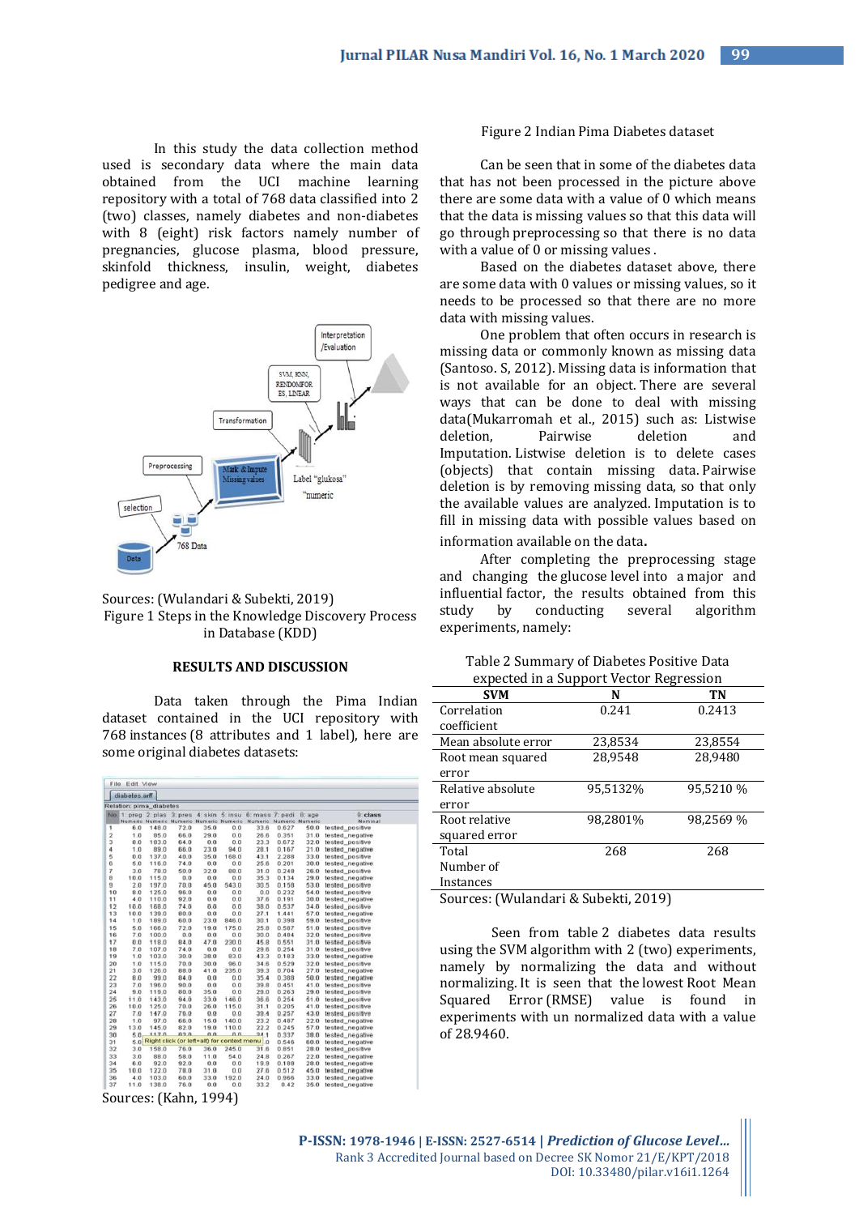In this study the data collection method used is secondary data where the main data obtained from the UCI machine learning repository with a total of 768 data classified into 2 (two) classes, namely diabetes and non-diabetes with 8 (eight) risk factors namely number of pregnancies, glucose plasma, blood pressure, skinfold thickness, insulin, weight, diabetes pedigree and age.

Sources: (Wulandari & Subekti, 2019)

Figure 1 Steps in the Knowledge Discovery Process in Database (KDD)

## RESULTS AND DISCUSSION

Data taken through the Pima Indian dataset contained in the UCI repository with 768 instances (8 attributes and 1 label), here are some original diabetes datasets:

Sources: (Kahn, 1994)

Figure 2 Indian Pima Diabetes dataset

Can be seen that in some of the diabetes data that has not been processed in the picture above there are some data with a value of 0 which means that the data is missing values so that this data will go through preprocessing so that there is no data with a value of 0 or missing values .

Based on the diabetes dataset above, there are some data with 0 values or missing values, so it needs to be processed so that there are no more data with missing values.

One problem that often occurs in research is missing data or commonly known as missing data (Santoso. S, 2012). Missing data is information that is not available for an object. There are several ways that can be done to deal with missing data(Mukarromah et al., 2015) such as: Listwise deletion, Pairwise deletion and Imputation. Listwise deletion is to delete cases (objects) that contain missing data. Pairwise deletion is by removing missing data, so that only the available values are analyzed. Imputation is to fill in missing data with possible values based on information available on the data.

After completing the preprocessing stage and changing the glucose level into a major and influential factor, the results obtained from this study by conducting several algorithm experiments, namely:

Table 2 Summary of Diabetes Positive Data expected in a Support Vector Regression

| SVM | N | TN |
|---|---|---|
| Correlation coefficient | 0.241 | 0.2413 |
| Mean absolute error | 23,8534 | 23,8554 |
| Root mean squared error | 28,9548 | 28,9480 |
| Relative absolute error | 95,5132% | 95,5210 % |
| Root relative squared error | 98,2801% | 98,2569 % |
| Total Number of Instances | 268 | 268 |

Sources: (Wulandari & Subekti, 2019)

Seen from table 2 diabetes data results using the SVM algorithm with 2 (two) experiments, namely by normalizing the data and without normalizing. It is seen that the lowest Root Mean Squared Error (RMSE) value is found in experiments with un normalized data with a value of 28.9460.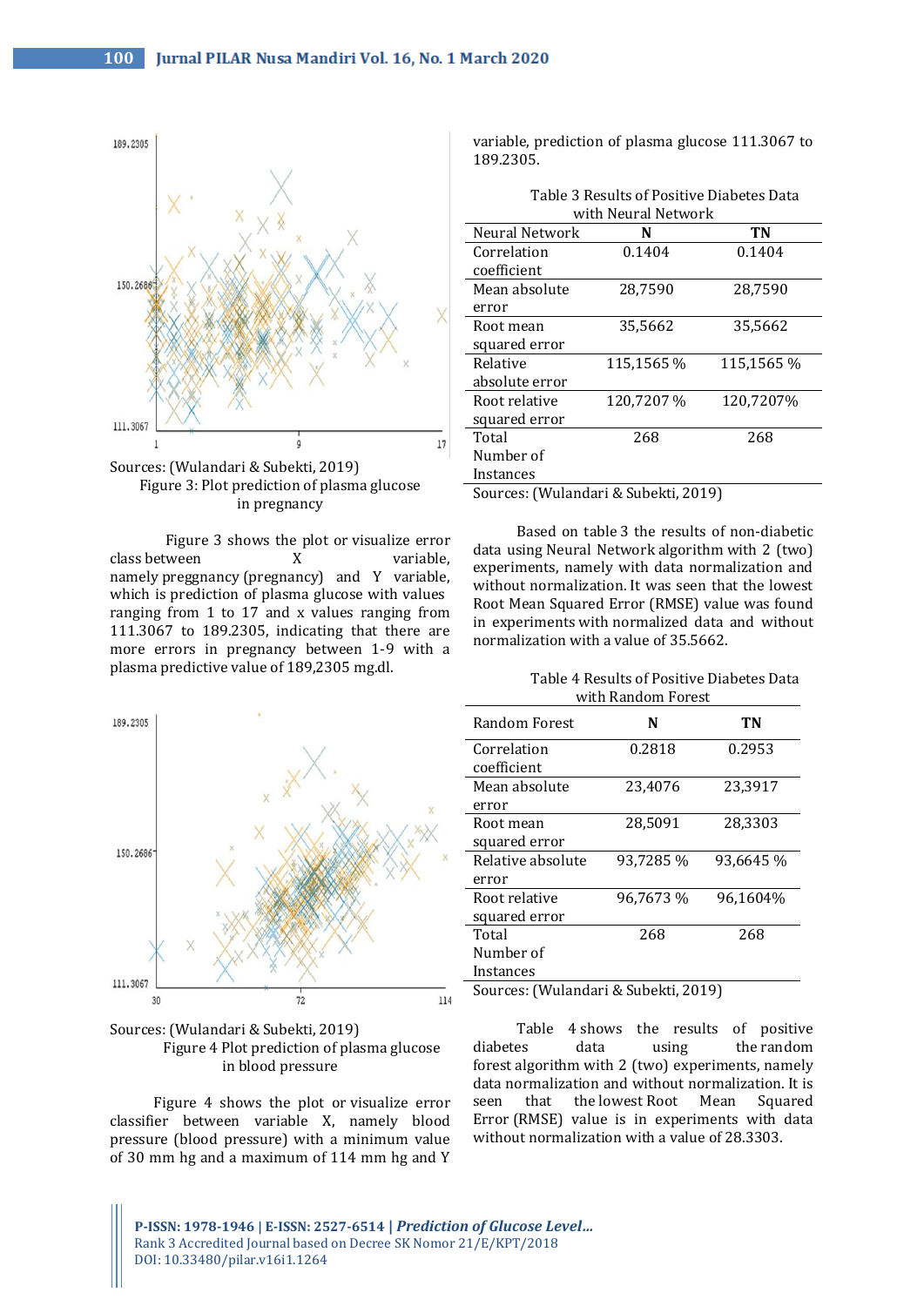Sources: (Wulandari & Subekti, 2019)

Figure 3: Plot prediction of plasma glucose in pregnancy

Figure 3 shows the plot or visualize error class between X variable, namely preggnancy (pregnancy) and Y variable, which is prediction of plasma glucose with values ranging from 1 to 17 and x values ranging from 111.3067 to 189.2305, indicating that there are more errors in pregnancy between 1-9 with a plasma predictive value of 189,2305 mg.dl.

Sources: (Wulandari & Subekti, 2019)

Figure 4 Plot prediction of plasma glucose in blood pressure

Figure 4 shows the plot or visualize error classifier between variable X, namely blood pressure (blood pressure) with a minimum value of 30 mm hg and a maximum of 114 mm hg and Y variable, prediction of plasma glucose 111.3067 to 189.2305.

Table 3 Results of Positive Diabetes Data with Neural Network

| Neural Network | N | TN |
|---|---|---|
| Correlation coefficient | 0.1404 | 0.1404 |
| Mean absolute error | 28,7590 | 28,7590 |
| Root mean squared error | 35,5662 | 35,5662 |
| Relative absolute error | 115,1565 % | 115,1565 % |
| Root relative squared error | 120,7207 % | 120,7207% |
| Total Number of Instances | 268 | 268 |

Sources: (Wulandari & Subekti, 2019)

Based on table 3 the results of non-diabetic data using Neural Network algorithm with 2 (two) experiments, namely with data normalization and without normalization. It was seen that the lowest Root Mean Squared Error (RMSE) value was found in experiments with normalized data and without normalization with a value of 35.5662.

Table 4 Results of Positive Diabetes Data with Random Forest

| Random Forest | N | TN |
|---|---|---|
| Correlation coefficient | 0.2818 | 0.2953 |
| Mean absolute error | 23,4076 | 23,3917 |
| Root mean squared error | 28,5091 | 28,3303 |
| Relative absolute error | 93,7285 % | 93,6645 % |
| Root relative squared error | 96,7673 % | 96,1604% |
| Total Number of Instances | 268 | 268 |

Sources: (Wulandari & Subekti, 2019)

Table 4 shows the results of positive diabetes data using the random forest algorithm with 2 (two) experiments, namely data normalization and without normalization. It is seen that the lowest Root Mean Squared Error (RMSE) value is in experiments with data without normalization with a value of 28.3303.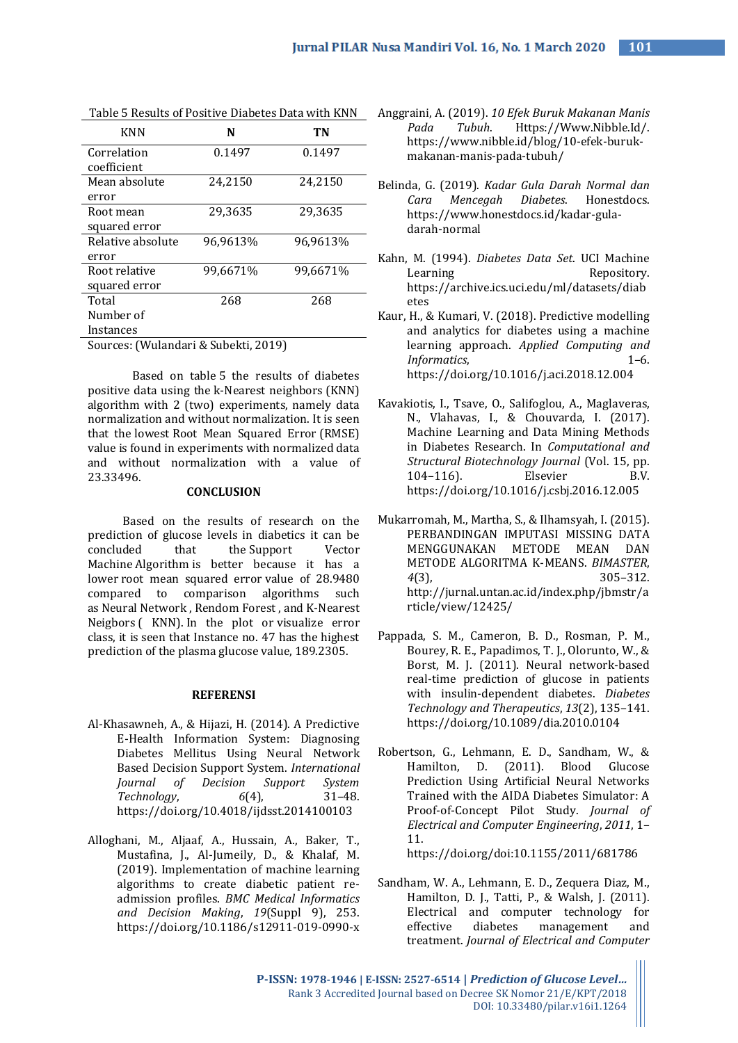Table 5 Results of Positive Diabetes Data with KNN

| KNN | N | TN |
|---|---|---|
| Correlation coefficient | 0.1497 | 0.1497 |
| Mean absolute error | 24,2150 | 24,2150 |
| Root mean squared error | 29,3635 | 29,3635 |
| Relative absolute error | 96,9613% | 96,9613% |
| Root relative squared error | 99,6671% | 99,6671% |
| Total Number of Instances | 268 | 268 |

Sources: (Wulandari & Subekti, 2019)

Based on table 5 the results of diabetes positive data using the k-Nearest neighbors (KNN) algorithm with 2 (two) experiments, namely data normalization and without normalization. It is seen that the lowest Root Mean Squared Error (RMSE) value is found in experiments with normalized data and without normalization with a value of 23.33496.

## CONCLUSION

Based on the results of research on the prediction of glucose levels in diabetics it can be concluded that the Support Vector Machine Algorithm is better because it has a lower root mean squared error value of 28.9480 compared to comparison algorithms such as Neural Network , Rendom Forest , and K-Nearest Neigbors ( KNN). In the plot or visualize error class, it is seen that Instance no. 47 has the highest prediction of the plasma glucose value, 189.2305.

## REFERENSI

Al-Khasawneh, A., & Hijazi, H. (2014). A Predictive E-Health Information System: Diagnosing Diabetes Mellitus Using Neural Network Based Decision Support System. *International Journal of Decision Support System Technology*, *6*(4), 31–48. https://doi.org/10.4018/ijdsst.2014100103

Alloghani, M., Aljaaf, A., Hussain, A., Baker, T., Mustafina, J., Al-Jumeily, D., & Khalaf, M. (2019). Implementation of machine learning algorithms to create diabetic patient re-admission profiles. *BMC Medical Informatics and Decision Making*, *19*(Suppl 9), 253. https://doi.org/10.1186/s12911-019-0990-x

Anggraini, A. (2019). *10 Efek Buruk Makanan Manis Pada Tubuh*. Https://Www.Nibble.Id/. https://www.nibble.id/blog/10-efek-buruk-makanan-manis-pada-tubuh/

Belinda, G. (2019). *Kadar Gula Darah Normal dan Cara Mencegah Diabetes*. Honestdocs. https://www.honestdocs.id/kadar-gula-darah-normal

Kahn, M. (1994). *Diabetes Data Set*. UCI Machine Learning Repository. https://archive.ics.uci.edu/ml/datasets/diabetes

Kaur, H., & Kumari, V. (2018). Predictive modelling and analytics for diabetes using a machine learning approach. *Applied Computing and Informatics*, 1–6. https://doi.org/10.1016/j.aci.2018.12.004

Kavakiotis, I., Tsave, O., Salifoglou, A., Maglaveras, N., Vlahavas, I., & Chouvarda, I. (2017). Machine Learning and Data Mining Methods in Diabetes Research. In *Computational and Structural Biotechnology Journal* (Vol. 15, pp. 104–116). Elsevier B.V. https://doi.org/10.1016/j.csbj.2016.12.005

Mukarromah, M., Martha, S., & Ilhamsyah, I. (2015). PERBANDINGAN IMPUTASI MISSING DATA MENGGUNAKAN METODE MEAN DAN METODE ALGORITMA K-MEANS. *BIMASTER*, *4*(3), 305–312. http://jurnal.untan.ac.id/index.php/jbmstr/article/view/12425/

Pappada, S. M., Cameron, B. D., Rosman, P. M., Bourey, R. E., Papadimos, T. J., Olorunto, W., & Borst, M. J. (2011). Neural network-based real-time prediction of glucose in patients with insulin-dependent diabetes. *Diabetes Technology and Therapeutics*, *13*(2), 135–141. https://doi.org/10.1089/dia.2010.0104

Robertson, G., Lehmann, E. D., Sandham, W., & Hamilton, D. (2011). Blood Glucose Prediction Using Artificial Neural Networks Trained with the AIDA Diabetes Simulator: A Proof-of-Concept Pilot Study. *Journal of Electrical and Computer Engineering*, *2011*, 1–11. https://doi.org/doi:10.1155/2011/681786

Sandham, W. A., Lehmann, E. D., Zequera Diaz, M., Hamilton, D. J., Tatti, P., & Walsh, J. (2011). Electrical and computer technology for effective diabetes management and treatment. *Journal of Electrical and Computer*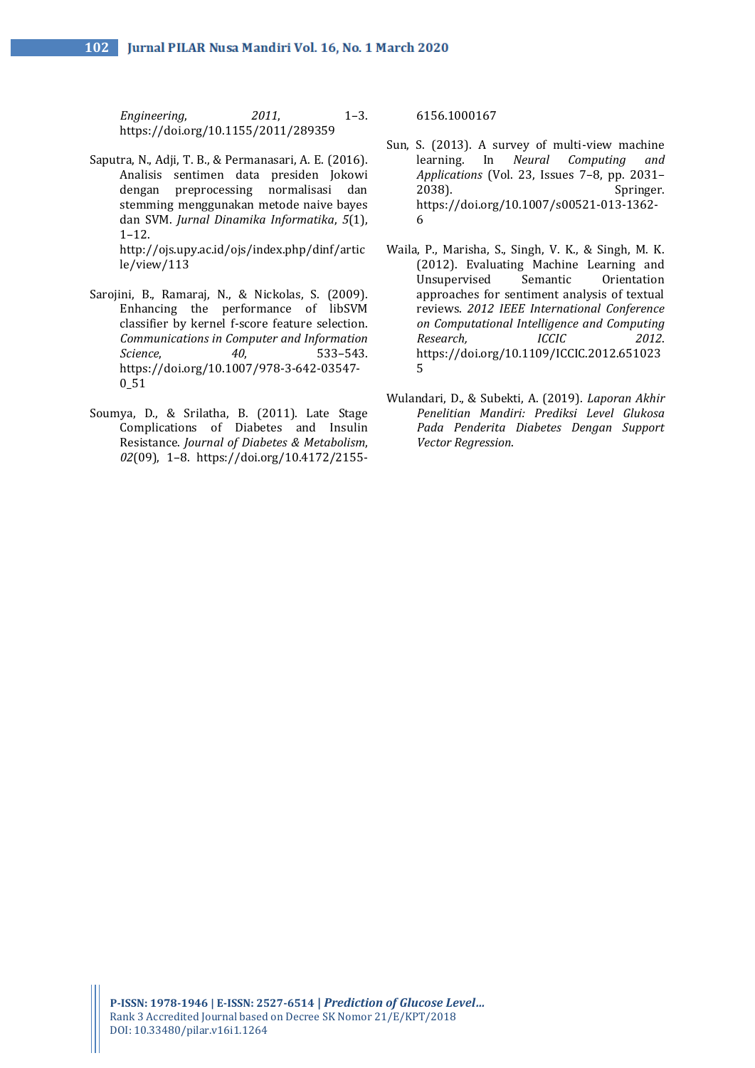*Engineering*, *2011*, 1–3. https://doi.org/10.1155/2011/289359

Saputra, N., Adji, T. B., & Permanasari, A. E. (2016). Analisis sentimen data presiden Jokowi dengan preprocessing normalisasi dan stemming menggunakan metode naive bayes dan SVM. *Jurnal Dinamika Informatika*, *5*(1), 1–12. http://ojs.upy.ac.id/ojs/index.php/dinf/article/view/113

Sarojini, B., Ramaraj, N., & Nickolas, S. (2009). Enhancing the performance of libSVM classifier by kernel f-score feature selection. *Communications in Computer and Information Science*, *40*, 533–543. https://doi.org/10.1007/978-3-642-03547-0_51

Soumya, D., & Srilatha, B. (2011). Late Stage Complications of Diabetes and Insulin Resistance. *Journal of Diabetes & Metabolism*, *02*(09), 1–8. https://doi.org/10.4172/2155-6156.1000167

Sun, S. (2013). A survey of multi-view machine learning. In *Neural Computing and Applications* (Vol. 23, Issues 7–8, pp. 2031–2038). Springer. https://doi.org/10.1007/s00521-013-1362-6

Waila, P., Marisha, S., Singh, V. K., & Singh, M. K. (2012). Evaluating Machine Learning and Unsupervised Semantic Orientation approaches for sentiment analysis of textual reviews. *2012 IEEE International Conference on Computational Intelligence and Computing Research, ICCIC 2012*. https://doi.org/10.1109/ICCIC.2012.6510235

Wulandari, D., & Subekti, A. (2019). *Laporan Akhir Penelitian Mandiri: Prediksi Level Glukosa Pada Penderita Diabetes Dengan Support Vector Regression*.